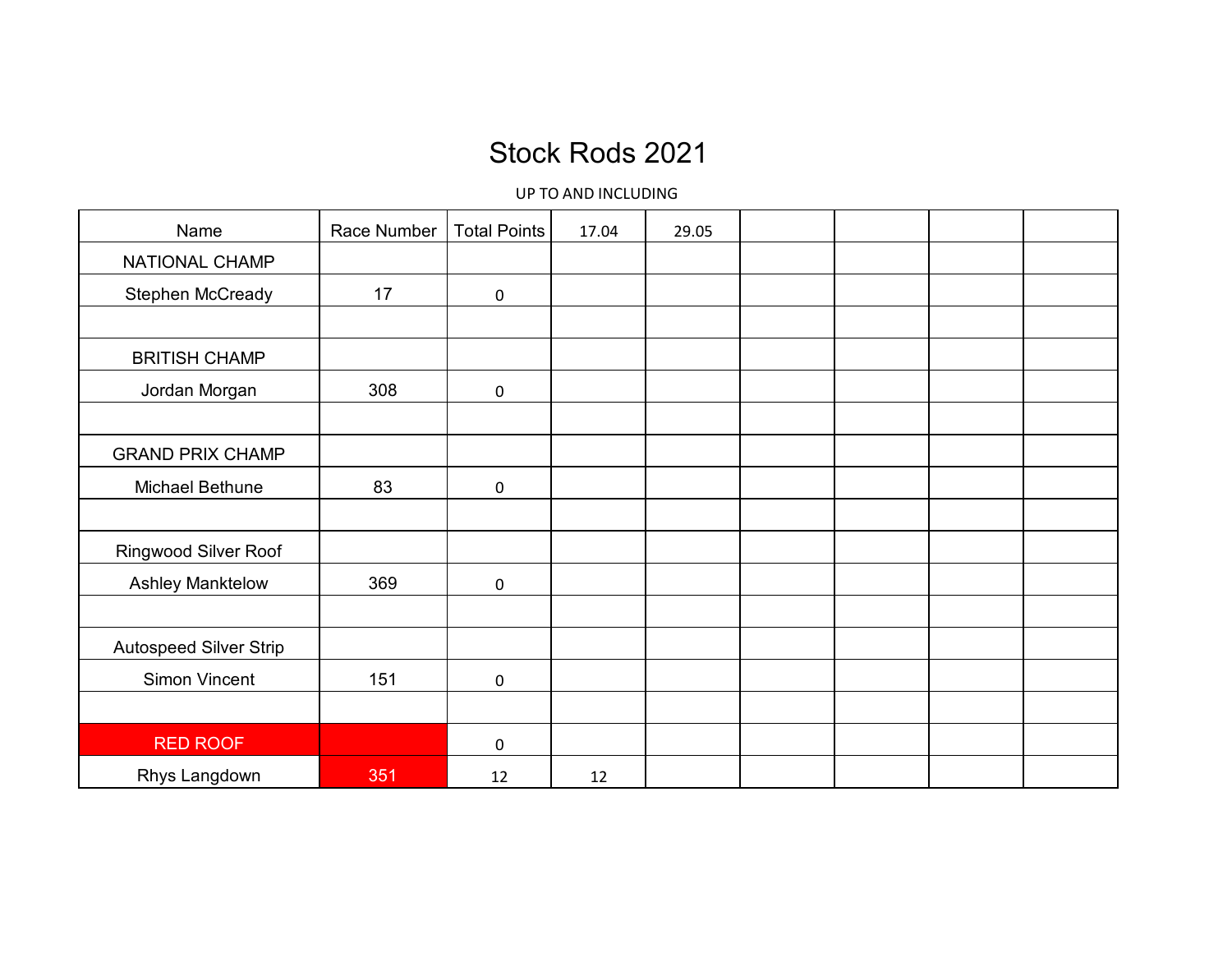# Stock Rods 2021

UP TO AND INCLUDING

| Name | Race Number | Total Points | 17.04 | 29.05 | | | | |
|---|---|---|---|---|---|---|---|---|
| NATIONAL CHAMP | | | | | | | | |
| Stephen McCready | 17 | 0 | | | | | | |
| | | | | | | | | |
| BRITISH CHAMP | | | | | | | | |
| Jordan Morgan | 308 | 0 | | | | | | |
| | | | | | | | | |
| GRAND PRIX CHAMP | | | | | | | | |
| Michael Bethune | 83 | 0 | | | | | | |
| | | | | | | | | |
| Ringwood Silver Roof | | | | | | | | |
| Ashley Manktelow | 369 | 0 | | | | | | |
| | | | | | | | | |
| Autospeed Silver Strip | | | | | | | | |
| Simon Vincent | 151 | 0 | | | | | | |
| | | | | | | | | |
| RED ROOF | | 0 | | | | | | |
| Rhys Langdown | 351 | 12 | 12 | | | | | |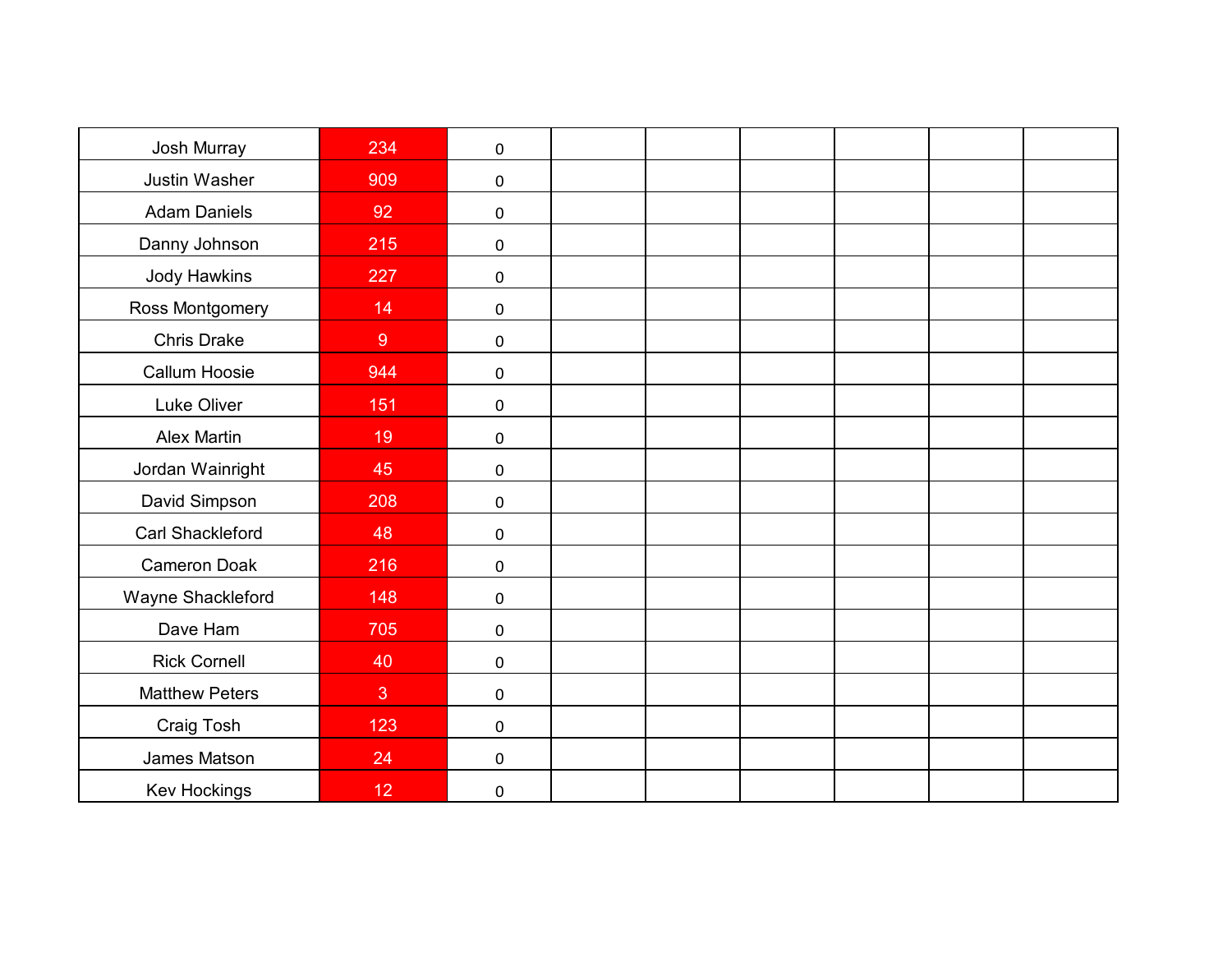| | | | | | | | | |
|---|---|---|---|---|---|---|---|---|
| Josh Murray | 234 | 0 | | | | | | |
| Justin Washer | 909 | 0 | | | | | | |
| Adam Daniels | 92 | 0 | | | | | | |
| Danny Johnson | 215 | 0 | | | | | | |
| Jody Hawkins | 227 | 0 | | | | | | |
| Ross Montgomery | 14 | 0 | | | | | | |
| Chris Drake | 9 | 0 | | | | | | |
| Callum Hoosie | 944 | 0 | | | | | | |
| Luke Oliver | 151 | 0 | | | | | | |
| Alex Martin | 19 | 0 | | | | | | |
| Jordan Wainright | 45 | 0 | | | | | | |
| David Simpson | 208 | 0 | | | | | | |
| Carl Shackleford | 48 | 0 | | | | | | |
| Cameron Doak | 216 | 0 | | | | | | |
| Wayne Shackleford | 148 | 0 | | | | | | |
| Dave Ham | 705 | 0 | | | | | | |
| Rick Cornell | 40 | 0 | | | | | | |
| Matthew Peters | 3 | 0 | | | | | | |
| Craig Tosh | 123 | 0 | | | | | | |
| James Matson | 24 | 0 | | | | | | |
| Kev Hockings | 12 | 0 | | | | | | |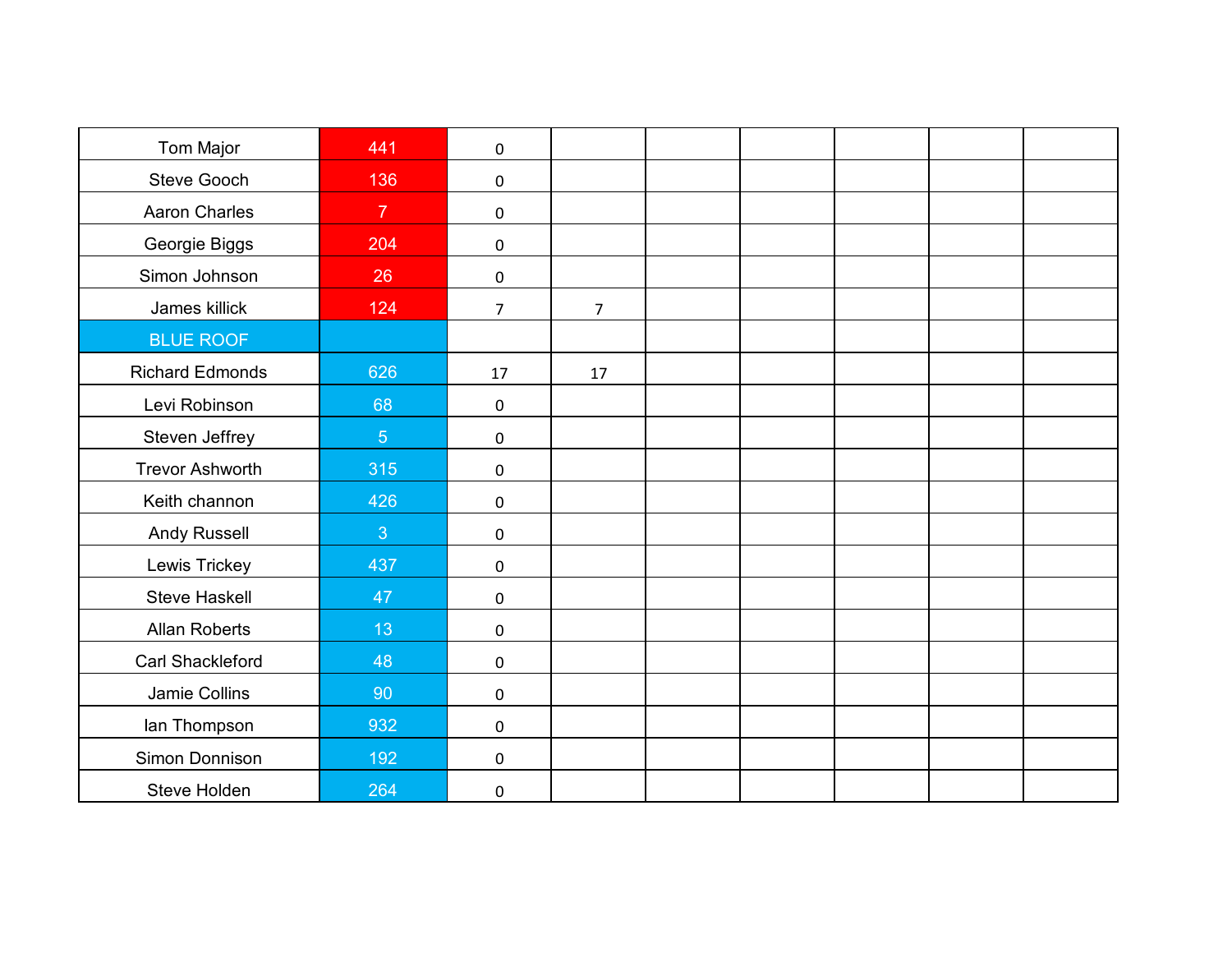| | | | | | | | | |
|---|---|---|---|---|---|---|---|---|
| Tom Major | 441 | 0 | | | | | | |
| Steve Gooch | 136 | 0 | | | | | | |
| Aaron Charles | 7 | 0 | | | | | | |
| Georgie Biggs | 204 | 0 | | | | | | |
| Simon Johnson | 26 | 0 | | | | | | |
| James killick | 124 | 7 | 7 | | | | | |
| BLUE ROOF | | | | | | | | |
| Richard Edmonds | 626 | 17 | 17 | | | | | |
| Levi Robinson | 68 | 0 | | | | | | |
| Steven Jeffrey | 5 | 0 | | | | | | |
| Trevor Ashworth | 315 | 0 | | | | | | |
| Keith channon | 426 | 0 | | | | | | |
| Andy Russell | 3 | 0 | | | | | | |
| Lewis Trickey | 437 | 0 | | | | | | |
| Steve Haskell | 47 | 0 | | | | | | |
| Allan Roberts | 13 | 0 | | | | | | |
| Carl Shackleford | 48 | 0 | | | | | | |
| Jamie Collins | 90 | 0 | | | | | | |
| Ian Thompson | 932 | 0 | | | | | | |
| Simon Donnison | 192 | 0 | | | | | | |
| Steve Holden | 264 | 0 | | | | | | |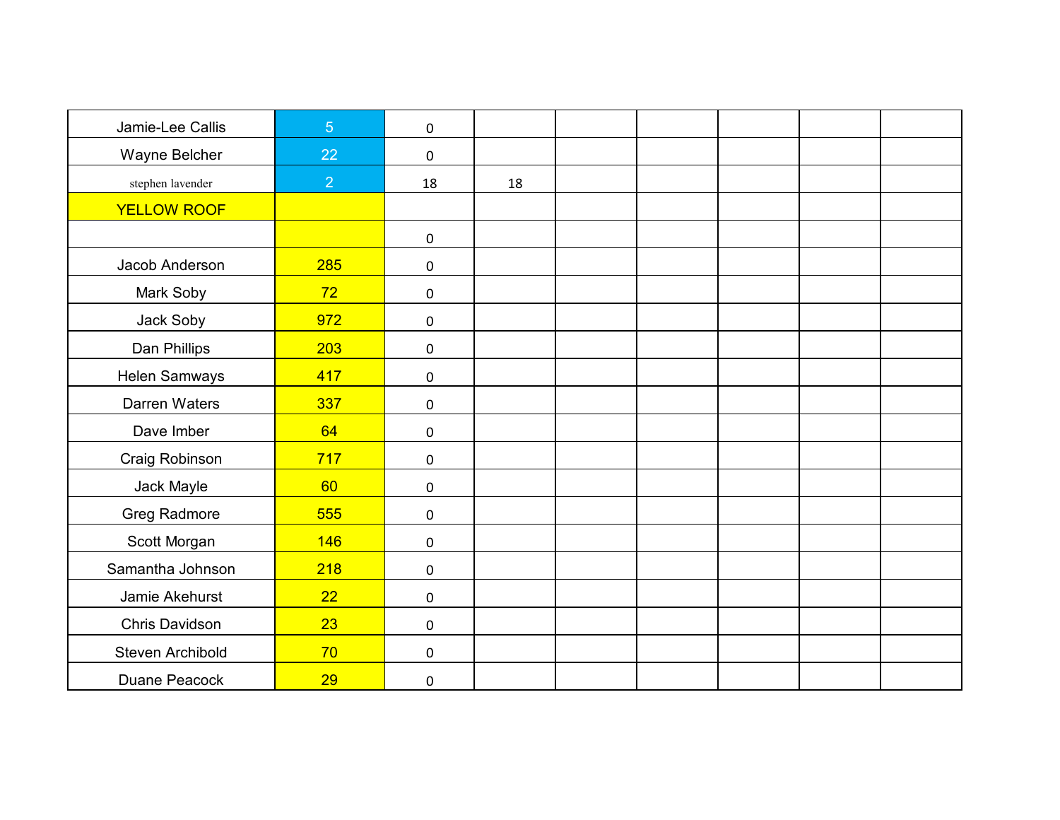| | | | | | | | | |
|---|---|---|---|---|---|---|---|---|
| Jamie-Lee Callis | 5 | 0 | | | | | | |
| Wayne Belcher | 22 | 0 | | | | | | |
| stephen lavender | 2 | 18 | 18 | | | | | |
| YELLOW ROOF | | | | | | | | |
| | | 0 | | | | | | |
| Jacob Anderson | 285 | 0 | | | | | | |
| Mark Soby | 72 | 0 | | | | | | |
| Jack Soby | 972 | 0 | | | | | | |
| Dan Phillips | 203 | 0 | | | | | | |
| Helen Samways | 417 | 0 | | | | | | |
| Darren Waters | 337 | 0 | | | | | | |
| Dave Imber | 64 | 0 | | | | | | |
| Craig Robinson | 717 | 0 | | | | | | |
| Jack Mayle | 60 | 0 | | | | | | |
| Greg Radmore | 555 | 0 | | | | | | |
| Scott Morgan | 146 | 0 | | | | | | |
| Samantha Johnson | 218 | 0 | | | | | | |
| Jamie Akehurst | 22 | 0 | | | | | | |
| Chris Davidson | 23 | 0 | | | | | | |
| Steven Archibold | 70 | 0 | | | | | | |
| Duane Peacock | 29 | 0 | | | | | | |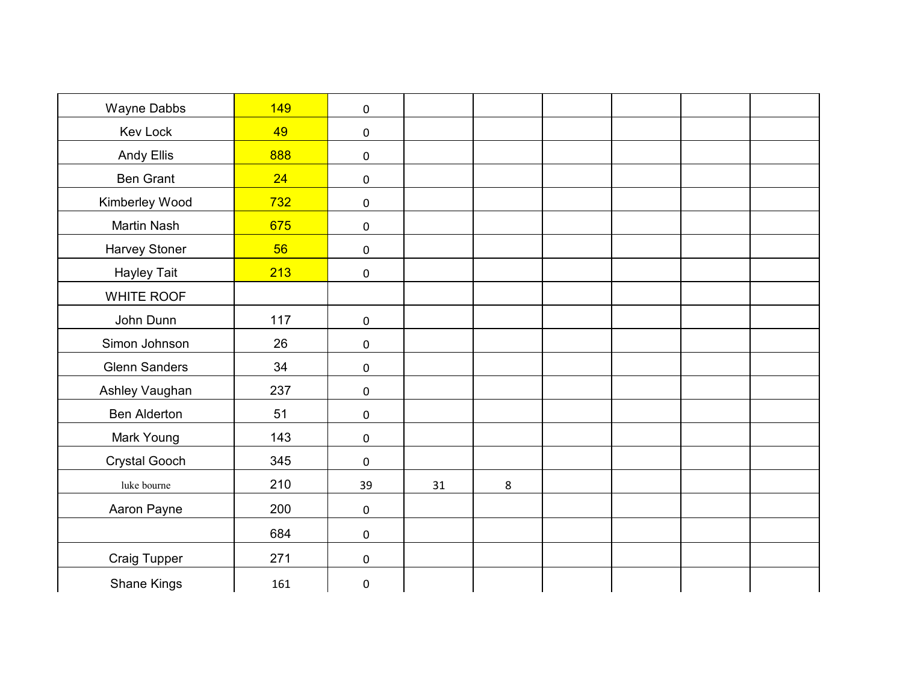| | | | | | | | | |
|---|---|---|---|---|---|---|---|---|
| Wayne Dabbs | 149 | 0 | | | | | | |
| Kev Lock | 49 | 0 | | | | | | |
| Andy Ellis | 888 | 0 | | | | | | |
| Ben Grant | 24 | 0 | | | | | | |
| Kimberley Wood | 732 | 0 | | | | | | |
| Martin Nash | 675 | 0 | | | | | | |
| Harvey Stoner | 56 | 0 | | | | | | |
| Hayley Tait | 213 | 0 | | | | | | |
| WHITE ROOF | | | | | | | | |
| John Dunn | 117 | 0 | | | | | | |
| Simon Johnson | 26 | 0 | | | | | | |
| Glenn Sanders | 34 | 0 | | | | | | |
| Ashley Vaughan | 237 | 0 | | | | | | |
| Ben Alderton | 51 | 0 | | | | | | |
| Mark Young | 143 | 0 | | | | | | |
| Crystal Gooch | 345 | 0 | | | | | | |
| luke bourne | 210 | 39 | 31 | 8 | | | | |
| Aaron Payne | 200 | 0 | | | | | | |
| | 684 | 0 | | | | | | |
| Craig Tupper | 271 | 0 | | | | | | |
| Shane Kings | 161 | 0 | | | | | | |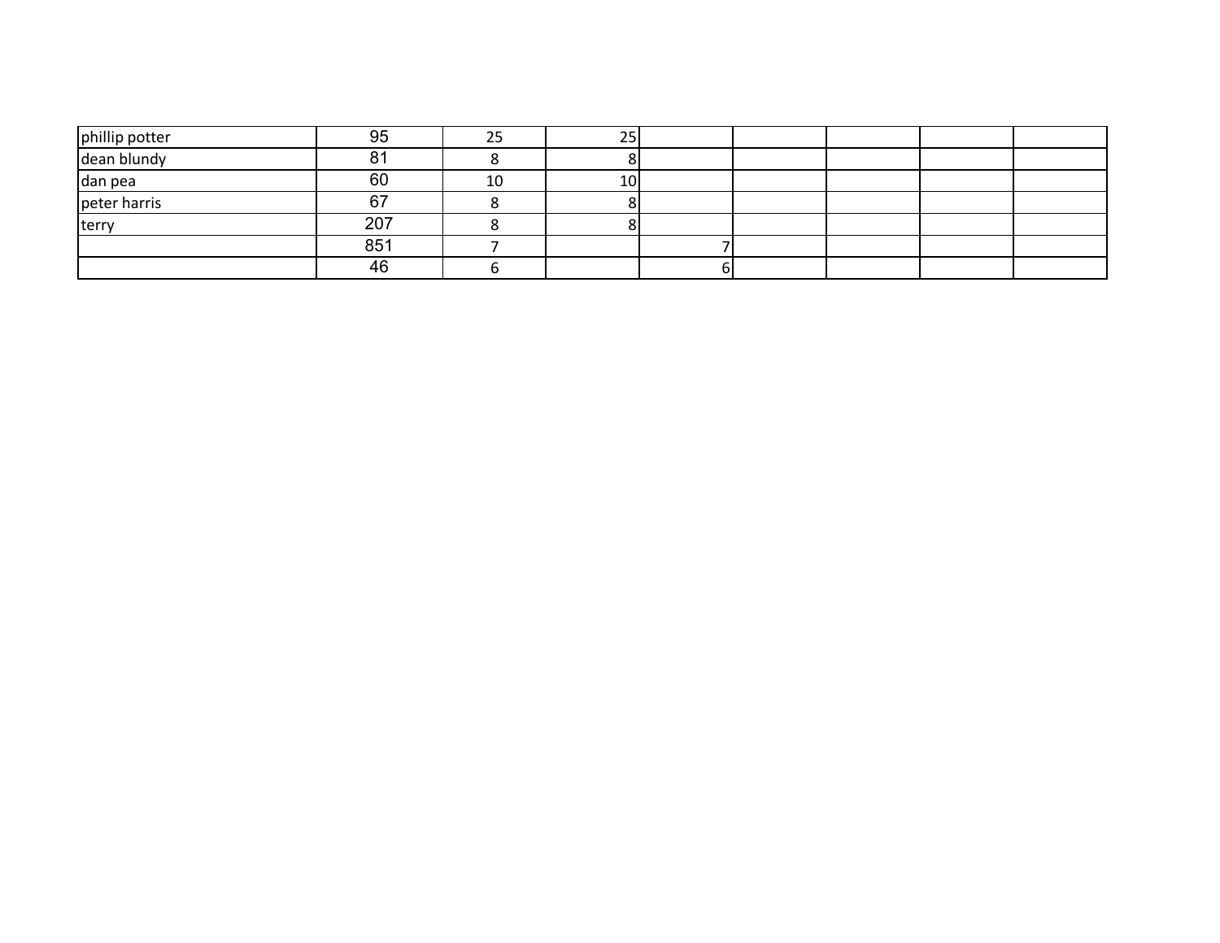| | | | | | | | | |
|---|---|---|---|---|---|---|---|---|
| phillip potter | 95 | 25 | 25 | | | | | |
| dean blundy | 81 | 8 | 8 | | | | | |
| dan pea | 60 | 10 | 10 | | | | | |
| peter harris | 67 | 8 | 8 | | | | | |
| terry | 207 | 8 | 8 | | | | | |
| | 851 | 7 | | 7 | | | | |
| | 46 | 6 | | 6 | | | | |